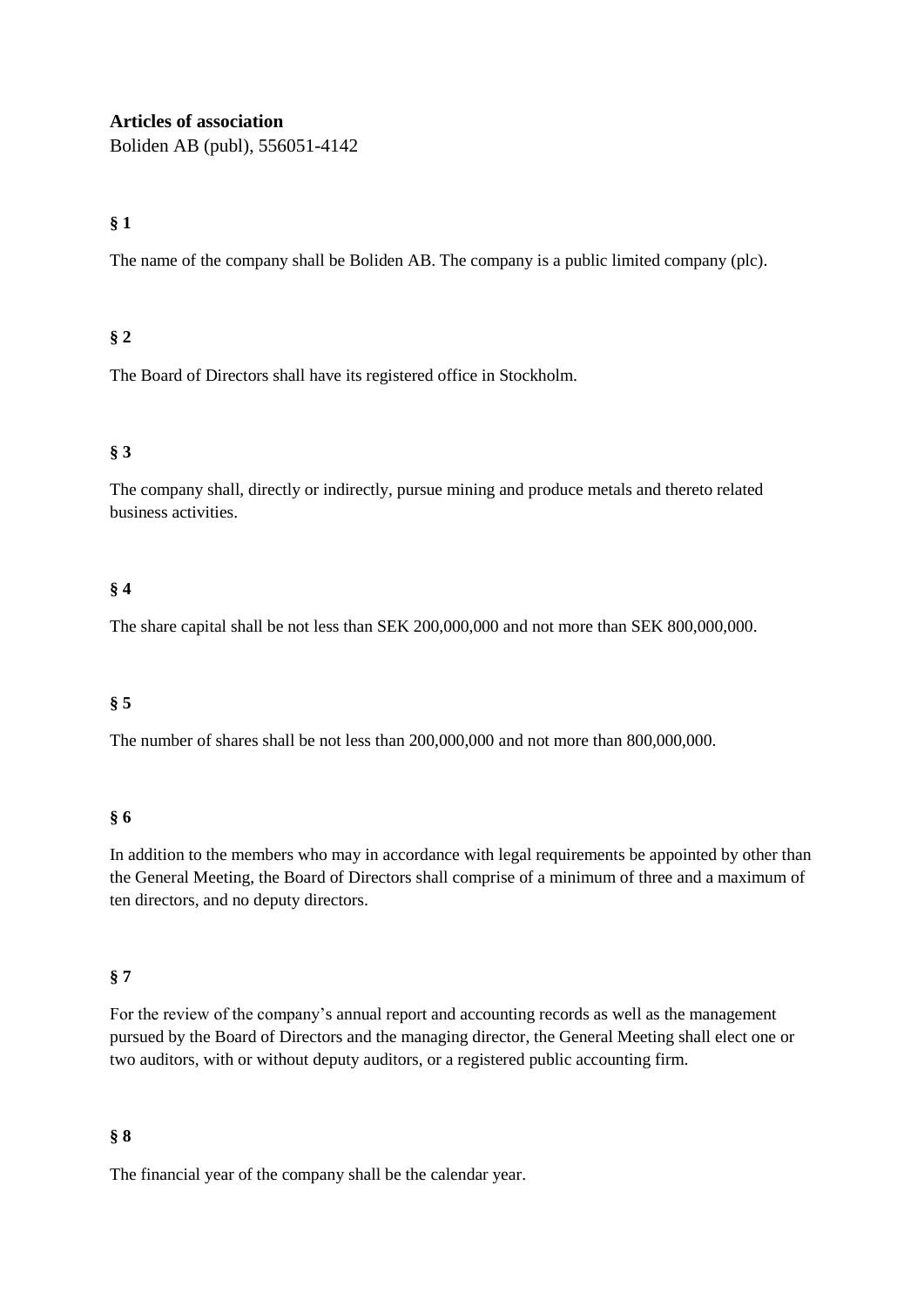# Articles of association

Boliden AB (publ), 556051-4142

## § 1

The name of the company shall be Boliden AB. The company is a public limited company (plc).

## § 2

The Board of Directors shall have its registered office in Stockholm.

## § 3

The company shall, directly or indirectly, pursue mining and produce metals and thereto related business activities.

## § 4

The share capital shall be not less than SEK 200,000,000 and not more than SEK 800,000,000.

## § 5

The number of shares shall be not less than 200,000,000 and not more than 800,000,000.

## § 6

In addition to the members who may in accordance with legal requirements be appointed by other than the General Meeting, the Board of Directors shall comprise of a minimum of three and a maximum of ten directors, and no deputy directors.

## § 7

For the review of the company's annual report and accounting records as well as the management pursued by the Board of Directors and the managing director, the General Meeting shall elect one or two auditors, with or without deputy auditors, or a registered public accounting firm.

## § 8

The financial year of the company shall be the calendar year.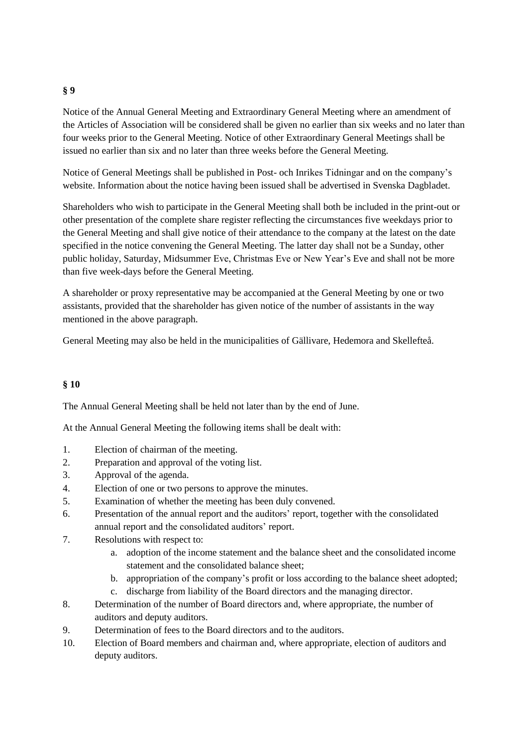**§ 9**

Notice of the Annual General Meeting and Extraordinary General Meeting where an amendment of the Articles of Association will be considered shall be given no earlier than six weeks and no later than four weeks prior to the General Meeting. Notice of other Extraordinary General Meetings shall be issued no earlier than six and no later than three weeks before the General Meeting.

Notice of General Meetings shall be published in Post- och Inrikes Tidningar and on the company's website. Information about the notice having been issued shall be advertised in Svenska Dagbladet.

Shareholders who wish to participate in the General Meeting shall both be included in the print-out or other presentation of the complete share register reflecting the circumstances five weekdays prior to the General Meeting and shall give notice of their attendance to the company at the latest on the date specified in the notice convening the General Meeting. The latter day shall not be a Sunday, other public holiday, Saturday, Midsummer Eve, Christmas Eve or New Year's Eve and shall not be more than five week-days before the General Meeting.

A shareholder or proxy representative may be accompanied at the General Meeting by one or two assistants, provided that the shareholder has given notice of the number of assistants in the way mentioned in the above paragraph.

General Meeting may also be held in the municipalities of Gällivare, Hedemora and Skellefteå.

**§ 10**

The Annual General Meeting shall be held not later than by the end of June.

At the Annual General Meeting the following items shall be dealt with:

1. Election of chairman of the meeting.
2. Preparation and approval of the voting list.
3. Approval of the agenda.
4. Election of one or two persons to approve the minutes.
5. Examination of whether the meeting has been duly convened.
6. Presentation of the annual report and the auditors' report, together with the consolidated annual report and the consolidated auditors' report.
7. Resolutions with respect to:
    a. adoption of the income statement and the balance sheet and the consolidated income statement and the consolidated balance sheet;
    b. appropriation of the company's profit or loss according to the balance sheet adopted;
    c. discharge from liability of the Board directors and the managing director.
8. Determination of the number of Board directors and, where appropriate, the number of auditors and deputy auditors.
9. Determination of fees to the Board directors and to the auditors.
10. Election of Board members and chairman and, where appropriate, election of auditors and deputy auditors.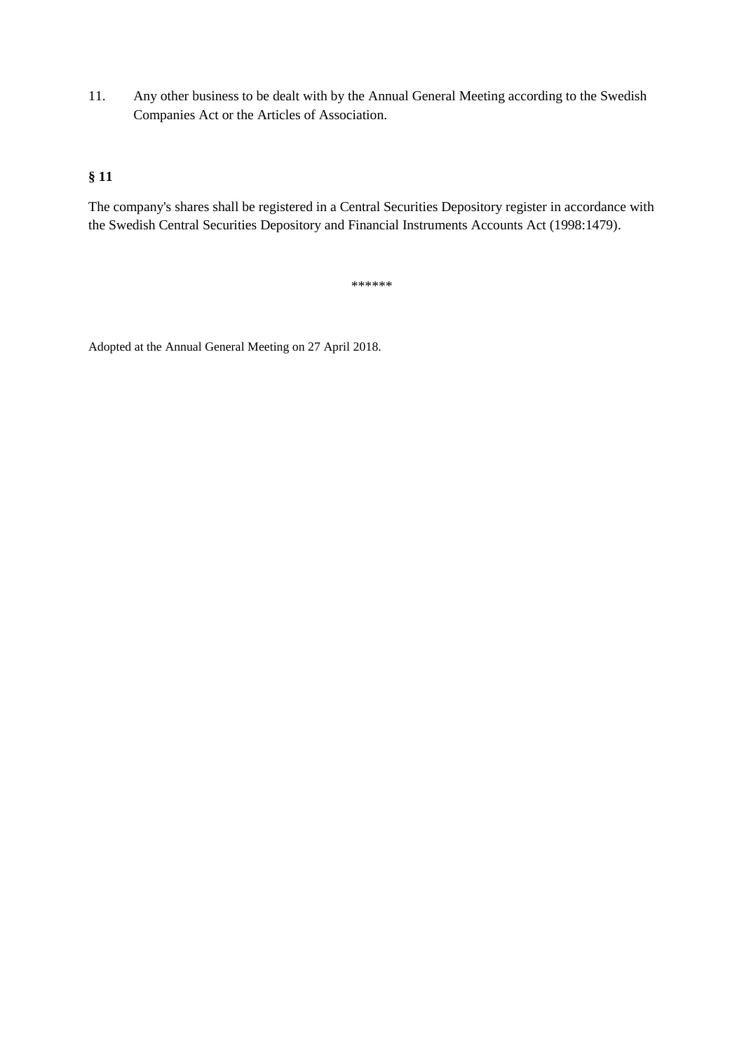11. Any other business to be dealt with by the Annual General Meeting according to the Swedish Companies Act or the Articles of Association.

**§ 11**

The company's shares shall be registered in a Central Securities Depository register in accordance with the Swedish Central Securities Depository and Financial Instruments Accounts Act (1998:1479).

******

Adopted at the Annual General Meeting on 27 April 2018.